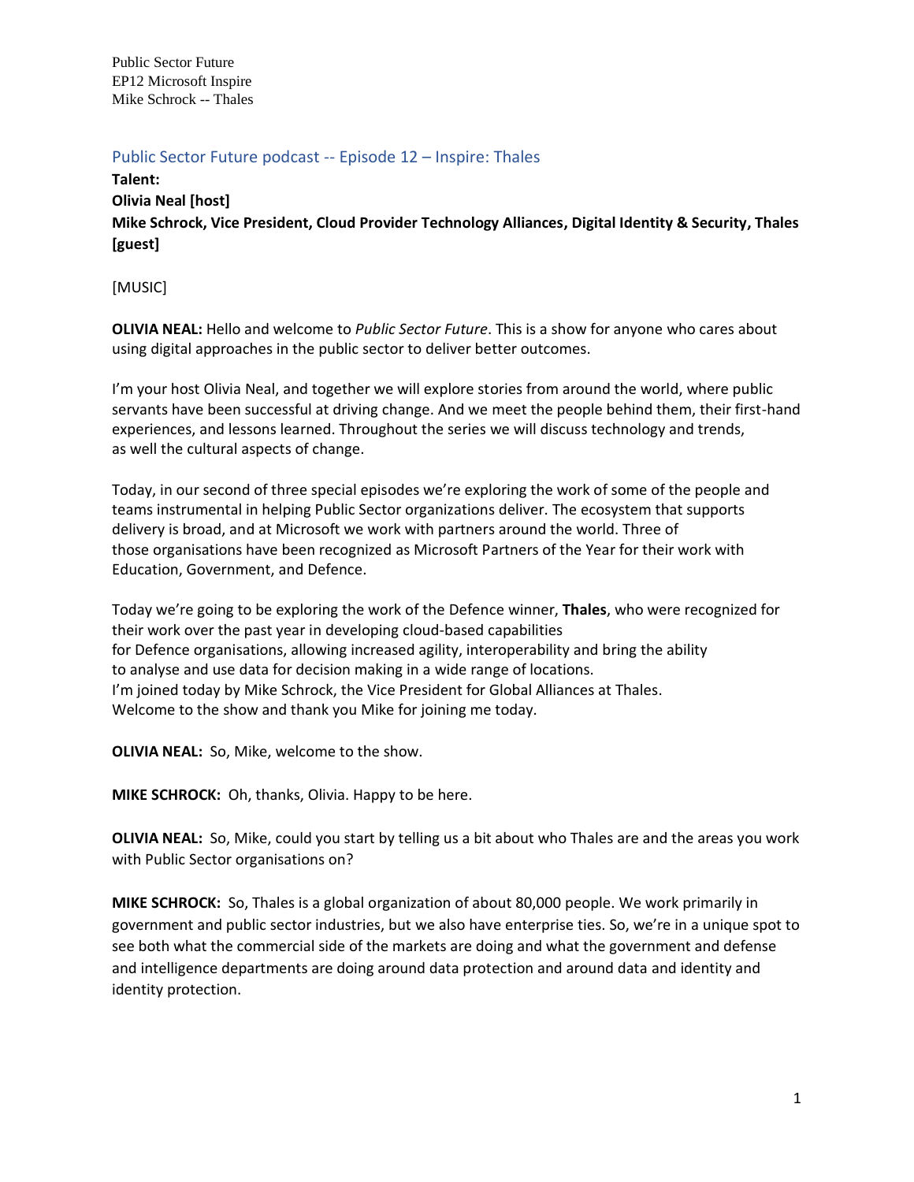Public Sector Future
EP12 Microsoft Inspire
Mike Schrock -- Thales

## Public Sector Future podcast -- Episode 12 – Inspire: Thales

**Talent:**
**Olivia Neal [host]**
**Mike Schrock, Vice President, Cloud Provider Technology Alliances, Digital Identity & Security, Thales [guest]**

[MUSIC]

**OLIVIA NEAL:** Hello and welcome to *Public Sector Future*. This is a show for anyone who cares about using digital approaches in the public sector to deliver better outcomes.

I'm your host Olivia Neal, and together we will explore stories from around the world, where public servants have been successful at driving change. And we meet the people behind them, their first-hand experiences, and lessons learned. Throughout the series we will discuss technology and trends, as well the cultural aspects of change.

Today, in our second of three special episodes we're exploring the work of some of the people and teams instrumental in helping Public Sector organizations deliver. The ecosystem that supports delivery is broad, and at Microsoft we work with partners around the world. Three of those organisations have been recognized as Microsoft Partners of the Year for their work with Education, Government, and Defence.

Today we're going to be exploring the work of the Defence winner, **Thales**, who were recognized for their work over the past year in developing cloud-based capabilities for Defence organisations, allowing increased agility, interoperability and bring the ability to analyse and use data for decision making in a wide range of locations.
I'm joined today by Mike Schrock, the Vice President for Global Alliances at Thales.
Welcome to the show and thank you Mike for joining me today.

**OLIVIA NEAL:** So, Mike, welcome to the show.

**MIKE SCHROCK:** Oh, thanks, Olivia. Happy to be here.

**OLIVIA NEAL:** So, Mike, could you start by telling us a bit about who Thales are and the areas you work with Public Sector organisations on?

**MIKE SCHROCK:** So, Thales is a global organization of about 80,000 people. We work primarily in government and public sector industries, but we also have enterprise ties. So, we're in a unique spot to see both what the commercial side of the markets are doing and what the government and defense and intelligence departments are doing around data protection and around data and identity and identity protection.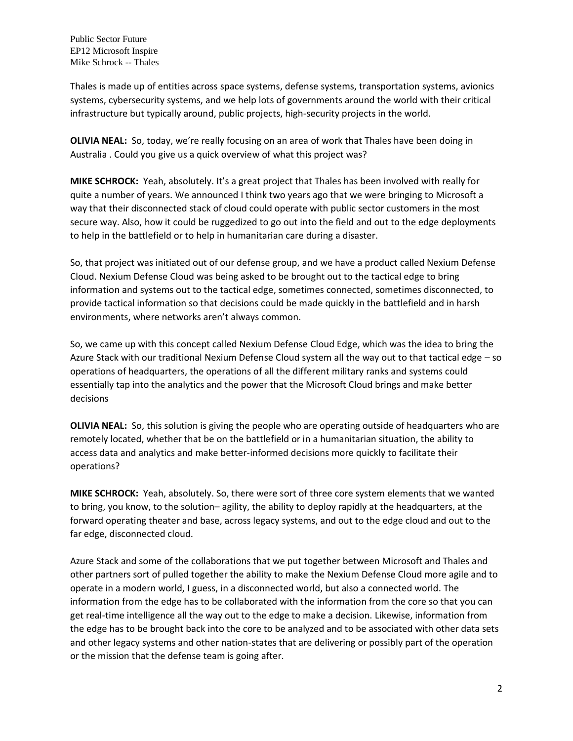Thales is made up of entities across space systems, defense systems, transportation systems, avionics systems, cybersecurity systems, and we help lots of governments around the world with their critical infrastructure but typically around, public projects, high-security projects in the world.

**OLIVIA NEAL:** So, today, we're really focusing on an area of work that Thales have been doing in Australia . Could you give us a quick overview of what this project was?

**MIKE SCHROCK:** Yeah, absolutely. It's a great project that Thales has been involved with really for quite a number of years. We announced I think two years ago that we were bringing to Microsoft a way that their disconnected stack of cloud could operate with public sector customers in the most secure way. Also, how it could be ruggedized to go out into the field and out to the edge deployments to help in the battlefield or to help in humanitarian care during a disaster.

So, that project was initiated out of our defense group, and we have a product called Nexium Defense Cloud. Nexium Defense Cloud was being asked to be brought out to the tactical edge to bring information and systems out to the tactical edge, sometimes connected, sometimes disconnected, to provide tactical information so that decisions could be made quickly in the battlefield and in harsh environments, where networks aren't always common.

So, we came up with this concept called Nexium Defense Cloud Edge, which was the idea to bring the Azure Stack with our traditional Nexium Defense Cloud system all the way out to that tactical edge – so operations of headquarters, the operations of all the different military ranks and systems could essentially tap into the analytics and the power that the Microsoft Cloud brings and make better decisions

**OLIVIA NEAL:** So, this solution is giving the people who are operating outside of headquarters who are remotely located, whether that be on the battlefield or in a humanitarian situation, the ability to access data and analytics and make better-informed decisions more quickly to facilitate their operations?

**MIKE SCHROCK:** Yeah, absolutely. So, there were sort of three core system elements that we wanted to bring, you know, to the solution– agility, the ability to deploy rapidly at the headquarters, at the forward operating theater and base, across legacy systems, and out to the edge cloud and out to the far edge, disconnected cloud.

Azure Stack and some of the collaborations that we put together between Microsoft and Thales and other partners sort of pulled together the ability to make the Nexium Defense Cloud more agile and to operate in a modern world, I guess, in a disconnected world, but also a connected world. The information from the edge has to be collaborated with the information from the core so that you can get real-time intelligence all the way out to the edge to make a decision. Likewise, information from the edge has to be brought back into the core to be analyzed and to be associated with other data sets and other legacy systems and other nation-states that are delivering or possibly part of the operation or the mission that the defense team is going after.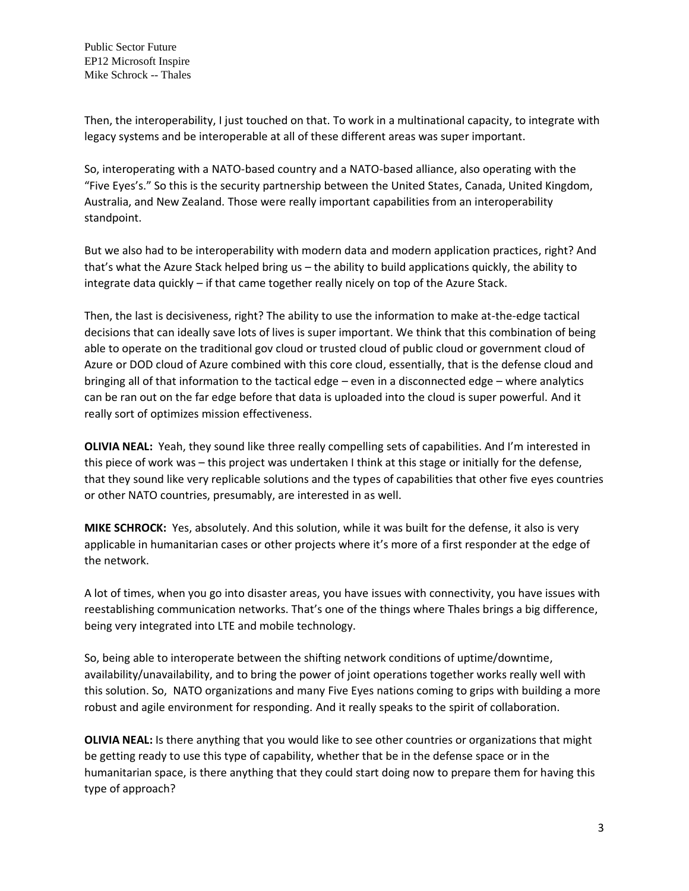Then, the interoperability, I just touched on that. To work in a multinational capacity, to integrate with legacy systems and be interoperable at all of these different areas was super important.

So, interoperating with a NATO-based country and a NATO-based alliance, also operating with the "Five Eyes's." So this is the security partnership between the United States, Canada, United Kingdom, Australia, and New Zealand. Those were really important capabilities from an interoperability standpoint.

But we also had to be interoperability with modern data and modern application practices, right? And that's what the Azure Stack helped bring us – the ability to build applications quickly, the ability to integrate data quickly – if that came together really nicely on top of the Azure Stack.

Then, the last is decisiveness, right? The ability to use the information to make at-the-edge tactical decisions that can ideally save lots of lives is super important. We think that this combination of being able to operate on the traditional gov cloud or trusted cloud of public cloud or government cloud of Azure or DOD cloud of Azure combined with this core cloud, essentially, that is the defense cloud and bringing all of that information to the tactical edge – even in a disconnected edge – where analytics can be ran out on the far edge before that data is uploaded into the cloud is super powerful. And it really sort of optimizes mission effectiveness.

**OLIVIA NEAL:** Yeah, they sound like three really compelling sets of capabilities. And I'm interested in this piece of work was – this project was undertaken I think at this stage or initially for the defense, that they sound like very replicable solutions and the types of capabilities that other five eyes countries or other NATO countries, presumably, are interested in as well.

**MIKE SCHROCK:** Yes, absolutely. And this solution, while it was built for the defense, it also is very applicable in humanitarian cases or other projects where it's more of a first responder at the edge of the network.

A lot of times, when you go into disaster areas, you have issues with connectivity, you have issues with reestablishing communication networks. That's one of the things where Thales brings a big difference, being very integrated into LTE and mobile technology.

So, being able to interoperate between the shifting network conditions of uptime/downtime, availability/unavailability, and to bring the power of joint operations together works really well with this solution. So, NATO organizations and many Five Eyes nations coming to grips with building a more robust and agile environment for responding. And it really speaks to the spirit of collaboration.

**OLIVIA NEAL:** Is there anything that you would like to see other countries or organizations that might be getting ready to use this type of capability, whether that be in the defense space or in the humanitarian space, is there anything that they could start doing now to prepare them for having this type of approach?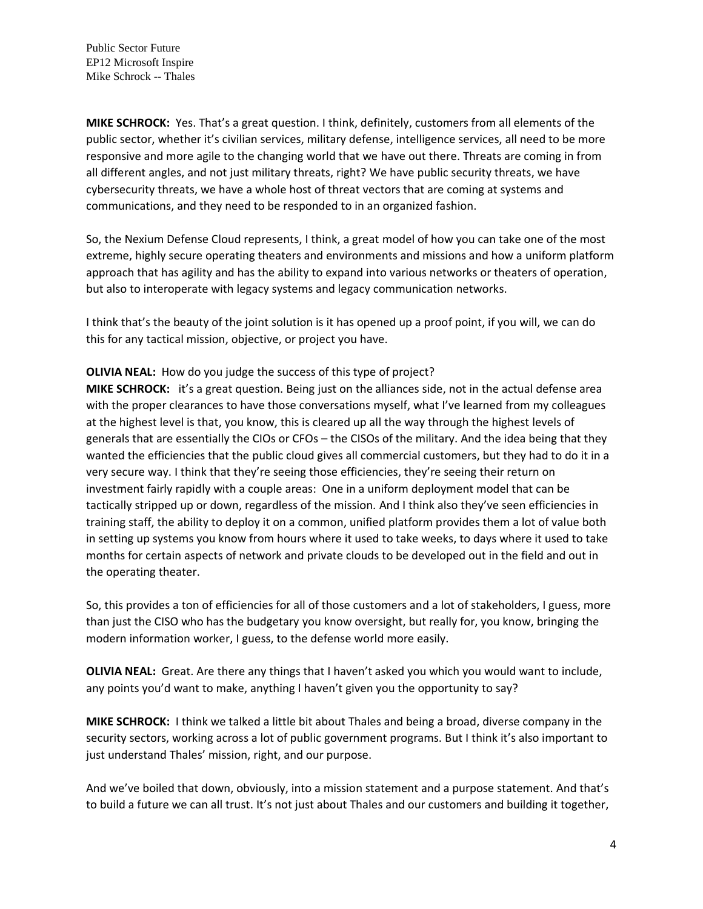**MIKE SCHROCK:** Yes. That's a great question. I think, definitely, customers from all elements of the public sector, whether it's civilian services, military defense, intelligence services, all need to be more responsive and more agile to the changing world that we have out there. Threats are coming in from all different angles, and not just military threats, right? We have public security threats, we have cybersecurity threats, we have a whole host of threat vectors that are coming at systems and communications, and they need to be responded to in an organized fashion.

So, the Nexium Defense Cloud represents, I think, a great model of how you can take one of the most extreme, highly secure operating theaters and environments and missions and how a uniform platform approach that has agility and has the ability to expand into various networks or theaters of operation, but also to interoperate with legacy systems and legacy communication networks.

I think that's the beauty of the joint solution is it has opened up a proof point, if you will, we can do this for any tactical mission, objective, or project you have.

**OLIVIA NEAL:** How do you judge the success of this type of project?

**MIKE SCHROCK:** it's a great question. Being just on the alliances side, not in the actual defense area with the proper clearances to have those conversations myself, what I've learned from my colleagues at the highest level is that, you know, this is cleared up all the way through the highest levels of generals that are essentially the CIOs or CFOs – the CISOs of the military. And the idea being that they wanted the efficiencies that the public cloud gives all commercial customers, but they had to do it in a very secure way. I think that they're seeing those efficiencies, they're seeing their return on investment fairly rapidly with a couple areas: One in a uniform deployment model that can be tactically stripped up or down, regardless of the mission. And I think also they've seen efficiencies in training staff, the ability to deploy it on a common, unified platform provides them a lot of value both in setting up systems you know from hours where it used to take weeks, to days where it used to take months for certain aspects of network and private clouds to be developed out in the field and out in the operating theater.

So, this provides a ton of efficiencies for all of those customers and a lot of stakeholders, I guess, more than just the CISO who has the budgetary you know oversight, but really for, you know, bringing the modern information worker, I guess, to the defense world more easily.

**OLIVIA NEAL:** Great. Are there any things that I haven't asked you which you would want to include, any points you'd want to make, anything I haven't given you the opportunity to say?

**MIKE SCHROCK:** I think we talked a little bit about Thales and being a broad, diverse company in the security sectors, working across a lot of public government programs. But I think it's also important to just understand Thales' mission, right, and our purpose.

And we've boiled that down, obviously, into a mission statement and a purpose statement. And that's to build a future we can all trust. It's not just about Thales and our customers and building it together,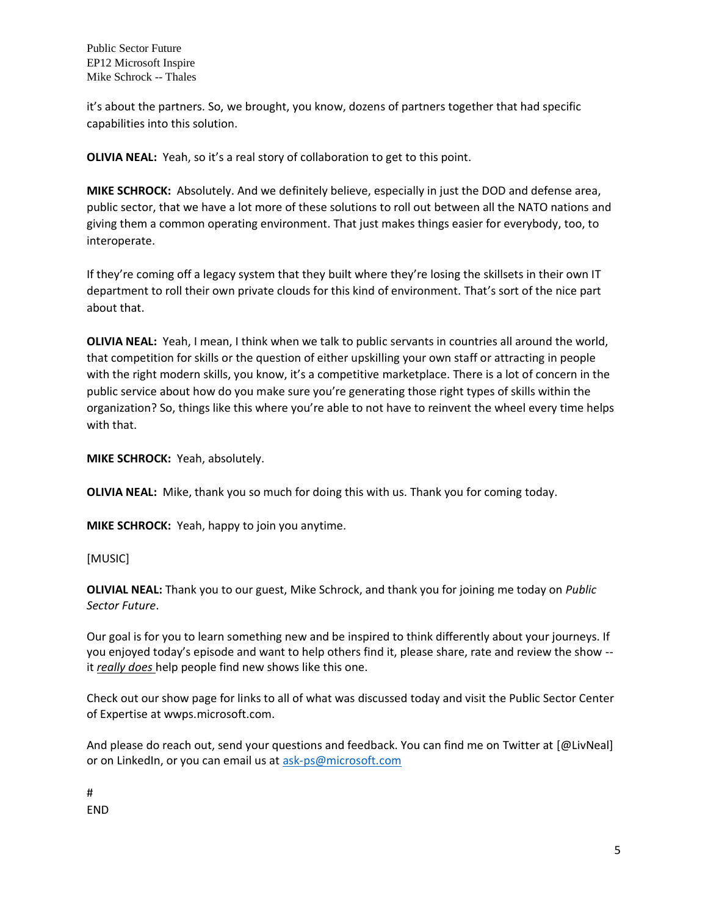it's about the partners. So, we brought, you know, dozens of partners together that had specific capabilities into this solution.

**OLIVIA NEAL:** Yeah, so it's a real story of collaboration to get to this point.

**MIKE SCHROCK:** Absolutely. And we definitely believe, especially in just the DOD and defense area, public sector, that we have a lot more of these solutions to roll out between all the NATO nations and giving them a common operating environment. That just makes things easier for everybody, too, to interoperate.

If they're coming off a legacy system that they built where they're losing the skillsets in their own IT department to roll their own private clouds for this kind of environment. That's sort of the nice part about that.

**OLIVIA NEAL:** Yeah, I mean, I think when we talk to public servants in countries all around the world, that competition for skills or the question of either upskilling your own staff or attracting in people with the right modern skills, you know, it's a competitive marketplace. There is a lot of concern in the public service about how do you make sure you're generating those right types of skills within the organization? So, things like this where you're able to not have to reinvent the wheel every time helps with that.

**MIKE SCHROCK:** Yeah, absolutely.

**OLIVIA NEAL:** Mike, thank you so much for doing this with us. Thank you for coming today.

**MIKE SCHROCK:** Yeah, happy to join you anytime.

[MUSIC]

**OLIVIAL NEAL:** Thank you to our guest, Mike Schrock, and thank you for joining me today on *Public Sector Future*.

Our goal is for you to learn something new and be inspired to think differently about your journeys. If you enjoyed today's episode and want to help others find it, please share, rate and review the show -- it *really does* help people find new shows like this one.

Check out our show page for links to all of what was discussed today and visit the Public Sector Center of Expertise at wwps.microsoft.com.

And please do reach out, send your questions and feedback. You can find me on Twitter at [@LivNeal] or on LinkedIn, or you can email us at ask-ps@microsoft.com

#
END